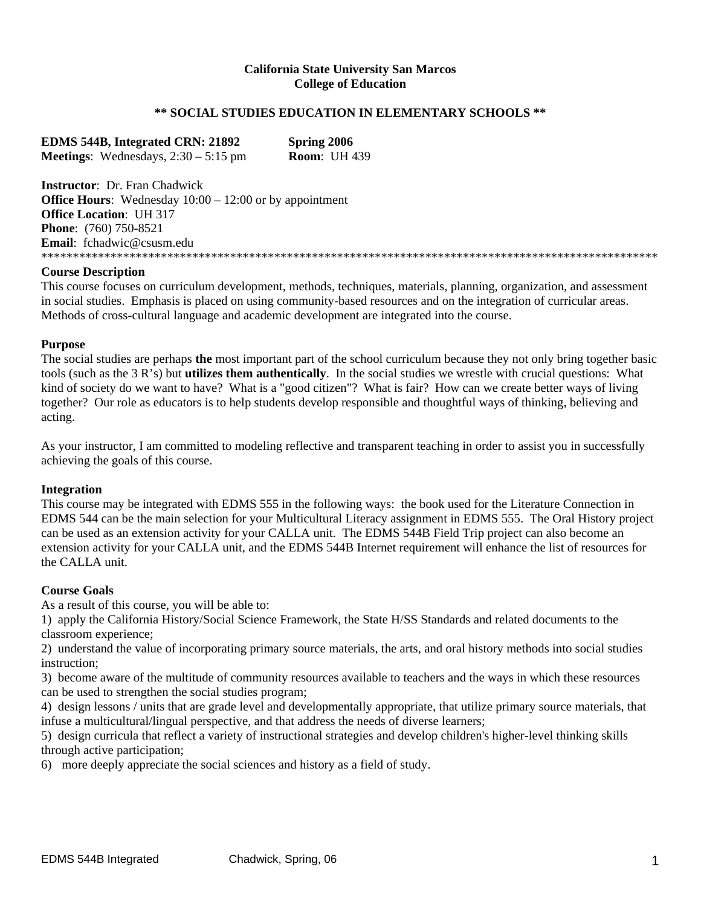**California State University San Marcos**
**College of Education**

**\*\* SOCIAL STUDIES EDUCATION IN ELEMENTARY SCHOOLS \*\***

**EDMS 544B, Integrated CRN: 21892** **Spring 2006**
**Meetings**: Wednesdays, 2:30 – 5:15 pm **Room**: UH 439

**Instructor**: Dr. Fran Chadwick
**Office Hours**: Wednesday 10:00 – 12:00 or by appointment
**Office Location**: UH 317
**Phone**: (760) 750-8521
**Email**: fchadwic@csusm.edu
\*\*\*\*\*\*\*\*\*\*\*\*\*\*\*\*\*\*\*\*\*\*\*\*\*\*\*\*\*\*\*\*\*\*\*\*\*\*\*\*\*\*\*\*\*\*\*\*\*\*\*\*\*\*\*\*\*\*\*\*\*\*\*\*\*\*\*\*\*\*\*\*\*\*\*\*\*\*\*\*\*\*\*\*\*\*\*\*\*\*\*\*\*\*\*\*\*\*\*\*\*\*

**Course Description**

This course focuses on curriculum development, methods, techniques, materials, planning, organization, and assessment in social studies. Emphasis is placed on using community-based resources and on the integration of curricular areas. Methods of cross-cultural language and academic development are integrated into the course.

**Purpose**

The social studies are perhaps **the** most important part of the school curriculum because they not only bring together basic tools (such as the 3 R's) but **utilizes them authentically**. In the social studies we wrestle with crucial questions: What kind of society do we want to have? What is a "good citizen"? What is fair? How can we create better ways of living together? Our role as educators is to help students develop responsible and thoughtful ways of thinking, believing and acting.

As your instructor, I am committed to modeling reflective and transparent teaching in order to assist you in successfully achieving the goals of this course.

**Integration**

This course may be integrated with EDMS 555 in the following ways: the book used for the Literature Connection in EDMS 544 can be the main selection for your Multicultural Literacy assignment in EDMS 555. The Oral History project can be used as an extension activity for your CALLA unit. The EDMS 544B Field Trip project can also become an extension activity for your CALLA unit, and the EDMS 544B Internet requirement will enhance the list of resources for the CALLA unit.

**Course Goals**

As a result of this course, you will be able to:

1) apply the California History/Social Science Framework, the State H/SS Standards and related documents to the classroom experience;
2) understand the value of incorporating primary source materials, the arts, and oral history methods into social studies instruction;
3) become aware of the multitude of community resources available to teachers and the ways in which these resources can be used to strengthen the social studies program;
4) design lessons / units that are grade level and developmentally appropriate, that utilize primary source materials, that infuse a multicultural/lingual perspective, and that address the needs of diverse learners;
5) design curricula that reflect a variety of instructional strategies and develop children's higher-level thinking skills through active participation;
6) more deeply appreciate the social sciences and history as a field of study.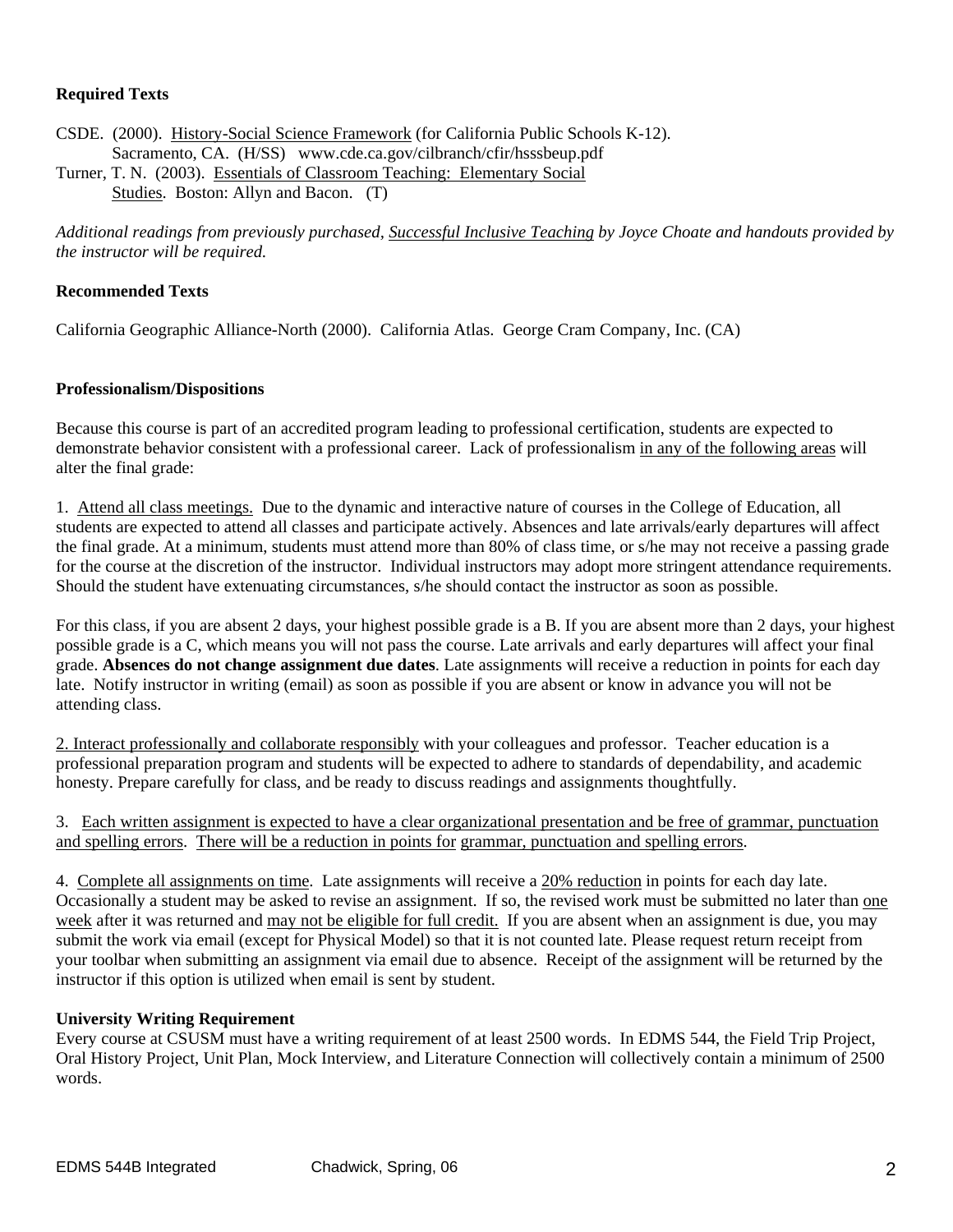**Required Texts**

CSDE. (2000). History-Social Science Framework (for California Public Schools K-12). Sacramento, CA. (H/SS) www.cde.ca.gov/cilbranch/cfir/hsssbeup.pdf

Turner, T. N. (2003). Essentials of Classroom Teaching: Elementary Social Studies. Boston: Allyn and Bacon. (T)

*Additional readings from previously purchased, Successful Inclusive Teaching by Joyce Choate and handouts provided by the instructor will be required.*

**Recommended Texts**

California Geographic Alliance-North (2000). California Atlas. George Cram Company, Inc. (CA)

**Professionalism/Dispositions**

Because this course is part of an accredited program leading to professional certification, students are expected to demonstrate behavior consistent with a professional career. Lack of professionalism in any of the following areas will alter the final grade:

1. Attend all class meetings. Due to the dynamic and interactive nature of courses in the College of Education, all students are expected to attend all classes and participate actively. Absences and late arrivals/early departures will affect the final grade. At a minimum, students must attend more than 80% of class time, or s/he may not receive a passing grade for the course at the discretion of the instructor. Individual instructors may adopt more stringent attendance requirements. Should the student have extenuating circumstances, s/he should contact the instructor as soon as possible.

For this class, if you are absent 2 days, your highest possible grade is a B. If you are absent more than 2 days, your highest possible grade is a C, which means you will not pass the course. Late arrivals and early departures will affect your final grade. **Absences do not change assignment due dates**. Late assignments will receive a reduction in points for each day late. Notify instructor in writing (email) as soon as possible if you are absent or know in advance you will not be attending class.

2. Interact professionally and collaborate responsibly with your colleagues and professor. Teacher education is a professional preparation program and students will be expected to adhere to standards of dependability, and academic honesty. Prepare carefully for class, and be ready to discuss readings and assignments thoughtfully.

3. Each written assignment is expected to have a clear organizational presentation and be free of grammar, punctuation and spelling errors. There will be a reduction in points for grammar, punctuation and spelling errors.

4. Complete all assignments on time. Late assignments will receive a 20% reduction in points for each day late. Occasionally a student may be asked to revise an assignment. If so, the revised work must be submitted no later than one week after it was returned and may not be eligible for full credit. If you are absent when an assignment is due, you may submit the work via email (except for Physical Model) so that it is not counted late. Please request return receipt from your toolbar when submitting an assignment via email due to absence. Receipt of the assignment will be returned by the instructor if this option is utilized when email is sent by student.

**University Writing Requirement**

Every course at CSUSM must have a writing requirement of at least 2500 words. In EDMS 544, the Field Trip Project, Oral History Project, Unit Plan, Mock Interview, and Literature Connection will collectively contain a minimum of 2500 words.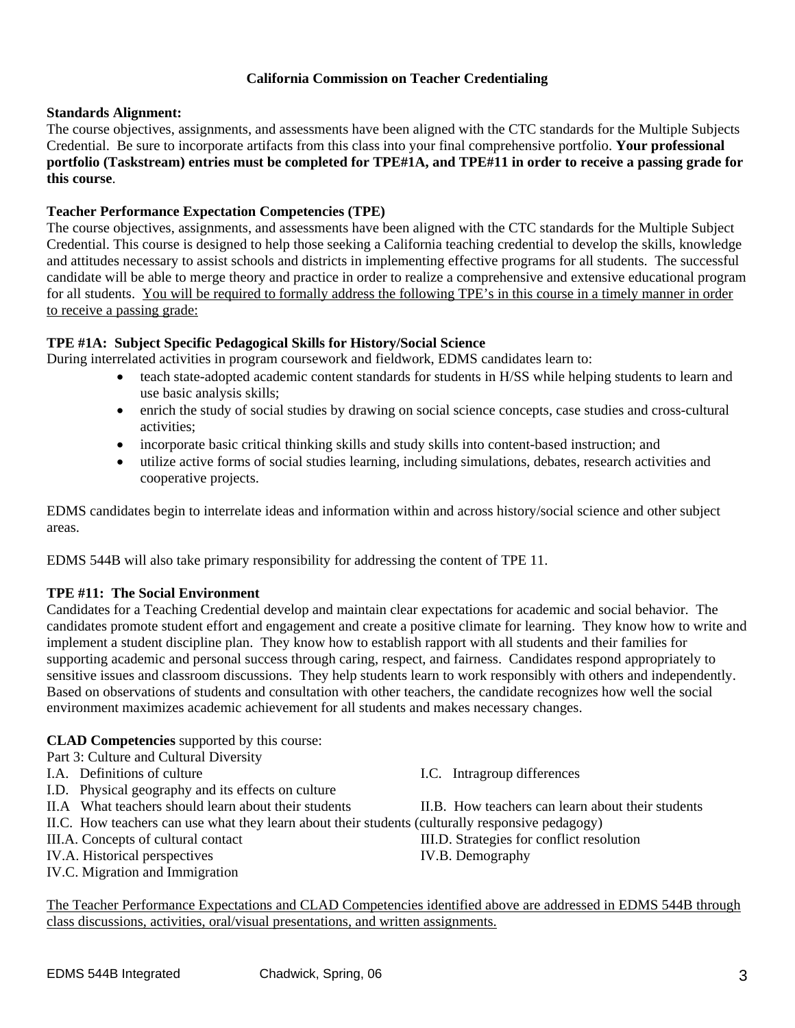## California Commission on Teacher Credentialing

**Standards Alignment:**
The course objectives, assignments, and assessments have been aligned with the CTC standards for the Multiple Subjects Credential. Be sure to incorporate artifacts from this class into your final comprehensive portfolio. **Your professional portfolio (Taskstream) entries must be completed for TPE#1A, and TPE#11 in order to receive a passing grade for this course**.

**Teacher Performance Expectation Competencies (TPE)**
The course objectives, assignments, and assessments have been aligned with the CTC standards for the Multiple Subject Credential. This course is designed to help those seeking a California teaching credential to develop the skills, knowledge and attitudes necessary to assist schools and districts in implementing effective programs for all students. The successful candidate will be able to merge theory and practice in order to realize a comprehensive and extensive educational program for all students. <u>You will be required to formally address the following TPE's in this course in a timely manner in order to receive a passing grade:</u>

**TPE #1A: Subject Specific Pedagogical Skills for History/Social Science**
During interrelated activities in program coursework and fieldwork, EDMS candidates learn to:

- teach state-adopted academic content standards for students in H/SS while helping students to learn and use basic analysis skills;
- enrich the study of social studies by drawing on social science concepts, case studies and cross-cultural activities;
- incorporate basic critical thinking skills and study skills into content-based instruction; and
- utilize active forms of social studies learning, including simulations, debates, research activities and cooperative projects.

EDMS candidates begin to interrelate ideas and information within and across history/social science and other subject areas.

EDMS 544B will also take primary responsibility for addressing the content of TPE 11.

**TPE #11: The Social Environment**
Candidates for a Teaching Credential develop and maintain clear expectations for academic and social behavior. The candidates promote student effort and engagement and create a positive climate for learning. They know how to write and implement a student discipline plan. They know how to establish rapport with all students and their families for supporting academic and personal success through caring, respect, and fairness. Candidates respond appropriately to sensitive issues and classroom discussions. They help students learn to work responsibly with others and independently. Based on observations of students and consultation with other teachers, the candidate recognizes how well the social environment maximizes academic achievement for all students and makes necessary changes.

**CLAD Competencies** supported by this course:
Part 3: Culture and Cultural Diversity
I.A. Definitions of culture
I.C. Intragroup differences
I.D. Physical geography and its effects on culture
II.A What teachers should learn about their students
II.B. How teachers can learn about their students
II.C. How teachers can use what they learn about their students (culturally responsive pedagogy)
III.A. Concepts of cultural contact
III.D. Strategies for conflict resolution
IV.A. Historical perspectives
IV.B. Demography
IV.C. Migration and Immigration

<u>The Teacher Performance Expectations and CLAD Competencies identified above are addressed in EDMS 544B through class discussions, activities, oral/visual presentations, and written assignments.</u>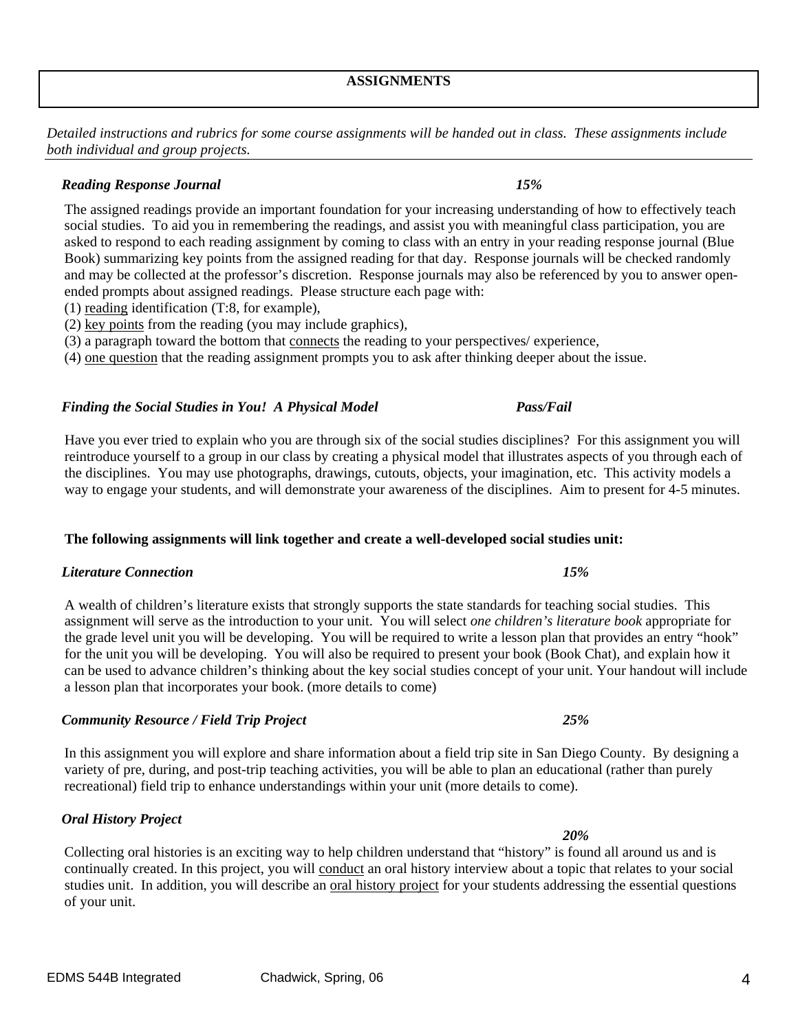## ASSIGNMENTS

*Detailed instructions and rubrics for some course assignments will be handed out in class. These assignments include both individual and group projects.*

***Reading Response Journal*** ***15%***

The assigned readings provide an important foundation for your increasing understanding of how to effectively teach social studies. To aid you in remembering the readings, and assist you with meaningful class participation, you are asked to respond to each reading assignment by coming to class with an entry in your reading response journal (Blue Book) summarizing key points from the assigned reading for that day. Response journals will be checked randomly and may be collected at the professor's discretion. Response journals may also be referenced by you to answer open-ended prompts about assigned readings. Please structure each page with:

(1) <u>reading</u> identification (T:8, for example),
(2) <u>key points</u> from the reading (you may include graphics),
(3) a paragraph toward the bottom that <u>connects</u> the reading to your perspectives/ experience,
(4) <u>one question</u> that the reading assignment prompts you to ask after thinking deeper about the issue.

***Finding the Social Studies in You! A Physical Model*** ***Pass/Fail***

Have you ever tried to explain who you are through six of the social studies disciplines? For this assignment you will reintroduce yourself to a group in our class by creating a physical model that illustrates aspects of you through each of the disciplines. You may use photographs, drawings, cutouts, objects, your imagination, etc. This activity models a way to engage your students, and will demonstrate your awareness of the disciplines. Aim to present for 4-5 minutes.

**The following assignments will link together and create a well-developed social studies unit:**

***Literature Connection*** ***15%***

A wealth of children's literature exists that strongly supports the state standards for teaching social studies. This assignment will serve as the introduction to your unit. You will select *one children's literature book* appropriate for the grade level unit you will be developing. You will be required to write a lesson plan that provides an entry "hook" for the unit you will be developing. You will also be required to present your book (Book Chat), and explain how it can be used to advance children's thinking about the key social studies concept of your unit. Your handout will include a lesson plan that incorporates your book. (more details to come)

***Community Resource / Field Trip Project*** ***25%***

In this assignment you will explore and share information about a field trip site in San Diego County. By designing a variety of pre, during, and post-trip teaching activities, you will be able to plan an educational (rather than purely recreational) field trip to enhance understandings within your unit (more details to come).

***Oral History Project*** ***20%***

Collecting oral histories is an exciting way to help children understand that "history" is found all around us and is continually created. In this project, you will <u>conduct</u> an oral history interview about a topic that relates to your social studies unit. In addition, you will describe an <u>oral history project</u> for your students addressing the essential questions of your unit.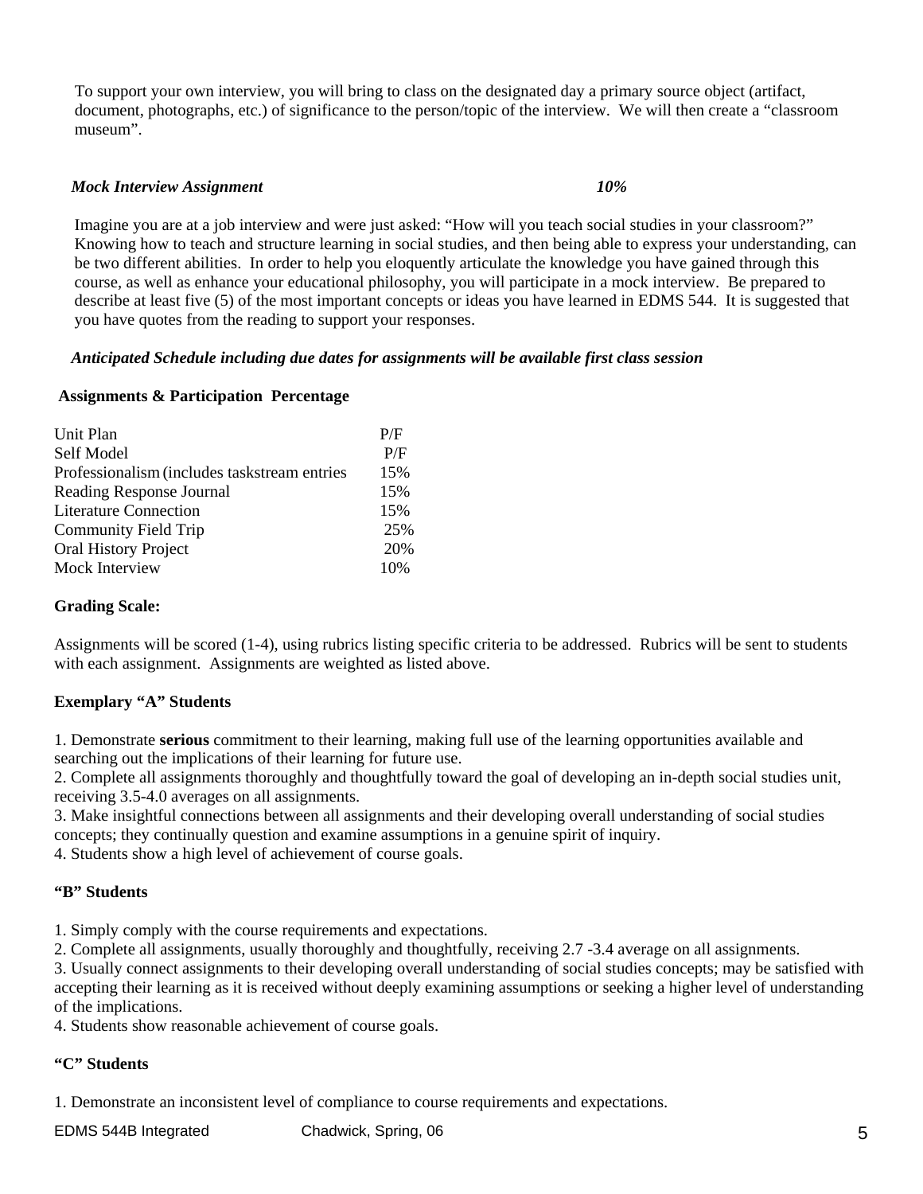To support your own interview, you will bring to class on the designated day a primary source object (artifact, document, photographs, etc.) of significance to the person/topic of the interview. We will then create a "classroom museum".

***Mock Interview Assignment*** ***10%***

Imagine you are at a job interview and were just asked: "How will you teach social studies in your classroom?" Knowing how to teach and structure learning in social studies, and then being able to express your understanding, can be two different abilities. In order to help you eloquently articulate the knowledge you have gained through this course, as well as enhance your educational philosophy, you will participate in a mock interview. Be prepared to describe at least five (5) of the most important concepts or ideas you have learned in EDMS 544. It is suggested that you have quotes from the reading to support your responses.

***Anticipated Schedule including due dates for assignments will be available first class session***

**Assignments & Participation Percentage**

| Assignment | Percentage |
|---|---|
| Unit Plan | P/F |
| Self Model | P/F |
| Professionalism (includes taskstream entries | 15% |
| Reading Response Journal | 15% |
| Literature Connection | 15% |
| Community Field Trip | 25% |
| Oral History Project | 20% |
| Mock Interview | 10% |

**Grading Scale:**

Assignments will be scored (1-4), using rubrics listing specific criteria to be addressed. Rubrics will be sent to students with each assignment. Assignments are weighted as listed above.

**Exemplary "A" Students**

1. Demonstrate **serious** commitment to their learning, making full use of the learning opportunities available and searching out the implications of their learning for future use.
2. Complete all assignments thoroughly and thoughtfully toward the goal of developing an in-depth social studies unit, receiving 3.5-4.0 averages on all assignments.
3. Make insightful connections between all assignments and their developing overall understanding of social studies concepts; they continually question and examine assumptions in a genuine spirit of inquiry.
4. Students show a high level of achievement of course goals.

**"B" Students**

1. Simply comply with the course requirements and expectations.
2. Complete all assignments, usually thoroughly and thoughtfully, receiving 2.7 -3.4 average on all assignments.
3. Usually connect assignments to their developing overall understanding of social studies concepts; may be satisfied with accepting their learning as it is received without deeply examining assumptions or seeking a higher level of understanding of the implications.
4. Students show reasonable achievement of course goals.

**"C" Students**

1. Demonstrate an inconsistent level of compliance to course requirements and expectations.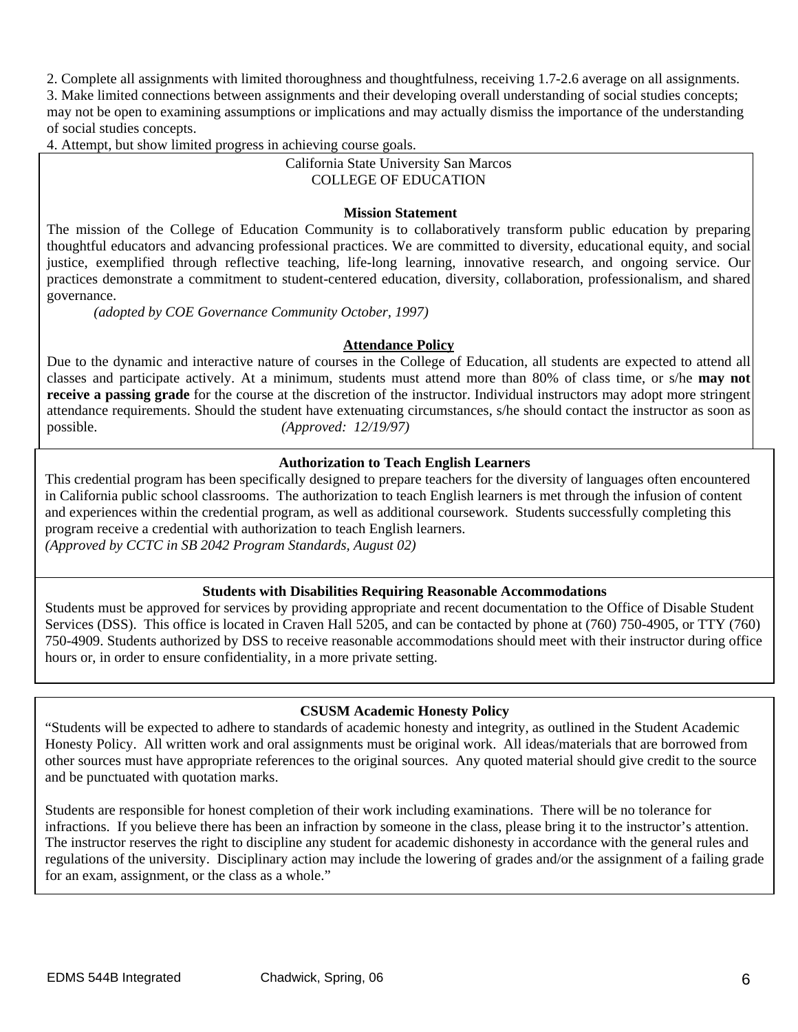2. Complete all assignments with limited thoroughness and thoughtfulness, receiving 1.7-2.6 average on all assignments.
3. Make limited connections between assignments and their developing overall understanding of social studies concepts; may not be open to examining assumptions or implications and may actually dismiss the importance of the understanding of social studies concepts.
4. Attempt, but show limited progress in achieving course goals.

California State University San Marcos
COLLEGE OF EDUCATION

**Mission Statement**

The mission of the College of Education Community is to collaboratively transform public education by preparing thoughtful educators and advancing professional practices. We are committed to diversity, educational equity, and social justice, exemplified through reflective teaching, life-long learning, innovative research, and ongoing service. Our practices demonstrate a commitment to student-centered education, diversity, collaboration, professionalism, and shared governance.

*(adopted by COE Governance Community October, 1997)*

**Attendance Policy**

Due to the dynamic and interactive nature of courses in the College of Education, all students are expected to attend all classes and participate actively. At a minimum, students must attend more than 80% of class time, or s/he **may not receive a passing grade** for the course at the discretion of the instructor. Individual instructors may adopt more stringent attendance requirements. Should the student have extenuating circumstances, s/he should contact the instructor as soon as possible. *(Approved: 12/19/97)*

**Authorization to Teach English Learners**

This credential program has been specifically designed to prepare teachers for the diversity of languages often encountered in California public school classrooms. The authorization to teach English learners is met through the infusion of content and experiences within the credential program, as well as additional coursework. Students successfully completing this program receive a credential with authorization to teach English learners.
*(Approved by CCTC in SB 2042 Program Standards, August 02)*

**Students with Disabilities Requiring Reasonable Accommodations**

Students must be approved for services by providing appropriate and recent documentation to the Office of Disable Student Services (DSS). This office is located in Craven Hall 5205, and can be contacted by phone at (760) 750-4905, or TTY (760) 750-4909. Students authorized by DSS to receive reasonable accommodations should meet with their instructor during office hours or, in order to ensure confidentiality, in a more private setting.

**CSUSM Academic Honesty Policy**

"Students will be expected to adhere to standards of academic honesty and integrity, as outlined in the Student Academic Honesty Policy. All written work and oral assignments must be original work. All ideas/materials that are borrowed from other sources must have appropriate references to the original sources. Any quoted material should give credit to the source and be punctuated with quotation marks.

Students are responsible for honest completion of their work including examinations. There will be no tolerance for infractions. If you believe there has been an infraction by someone in the class, please bring it to the instructor's attention. The instructor reserves the right to discipline any student for academic dishonesty in accordance with the general rules and regulations of the university. Disciplinary action may include the lowering of grades and/or the assignment of a failing grade for an exam, assignment, or the class as a whole."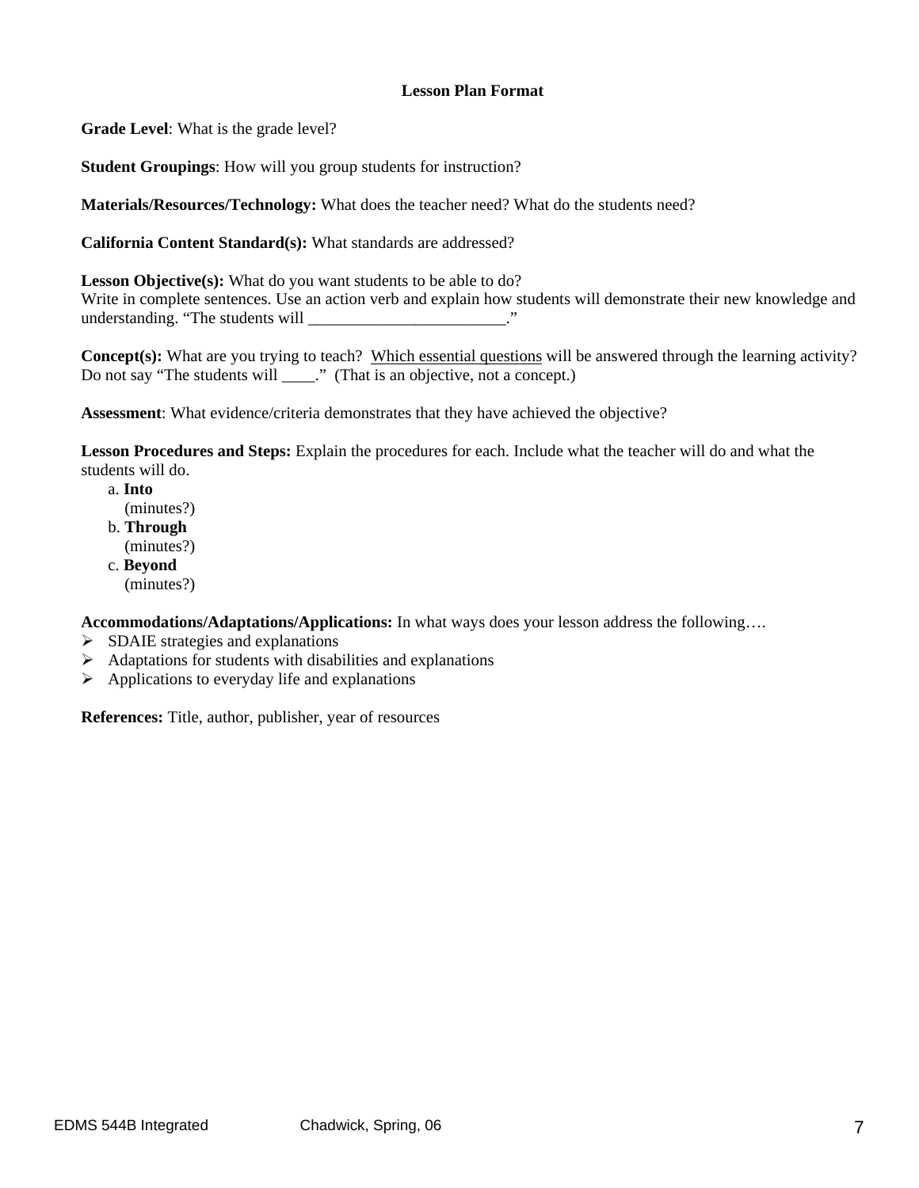# Lesson Plan Format

**Grade Level**: What is the grade level?

**Student Groupings**: How will you group students for instruction?

**Materials/Resources/Technology:** What does the teacher need? What do the students need?

**California Content Standard(s):** What standards are addressed?

**Lesson Objective(s):** What do you want students to be able to do?
Write in complete sentences. Use an action verb and explain how students will demonstrate their new knowledge and understanding. "The students will ________________________."

**Concept(s):** What are you trying to teach? <u>Which essential questions</u> will be answered through the learning activity? Do not say "The students will ____." (That is an objective, not a concept.)

**Assessment**: What evidence/criteria demonstrates that they have achieved the objective?

**Lesson Procedures and Steps:** Explain the procedures for each. Include what the teacher will do and what the students will do.

a. **Into**
   (minutes?)
b. **Through**
   (minutes?)
c. **Beyond**
   (minutes?)

**Accommodations/Adaptations/Applications:** In what ways does your lesson address the following….

- SDAIE strategies and explanations
- Adaptations for students with disabilities and explanations
- Applications to everyday life and explanations

**References:** Title, author, publisher, year of resources